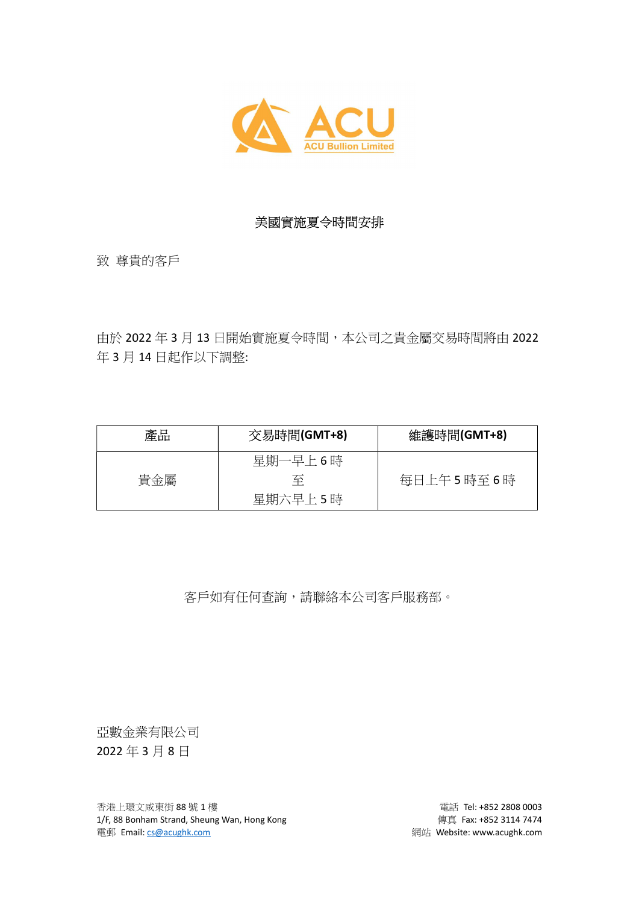ACU

ACU Bullion Limited

## 美國實施夏令時間安排

致 尊貴的客戶

由於 2022 年 3 月 13 日開始實施夏令時間，本公司之貴金屬交易時間將由 2022 年 3 月 14 日起作以下調整:

| 產品 | 交易時間(GMT+8) | 維護時間(GMT+8) |
| --- | --- | --- |
| 貴金屬 | 星期一早上 6 時<br>至<br>星期六早上 5 時 | 每日上午 5 時至 6 時 |

客戶如有任何查詢，請聯絡本公司客戶服務部。

亞數金業有限公司
2022 年 3 月 8 日

香港上環文咸東街 88 號 1 樓
1/F, 88 Bonham Strand, Sheung Wan, Hong Kong
電郵 Email: cs@acughk.com

電話 Tel: +852 2808 0003
傳真 Fax: +852 3114 7474
網站 Website: www.acughk.com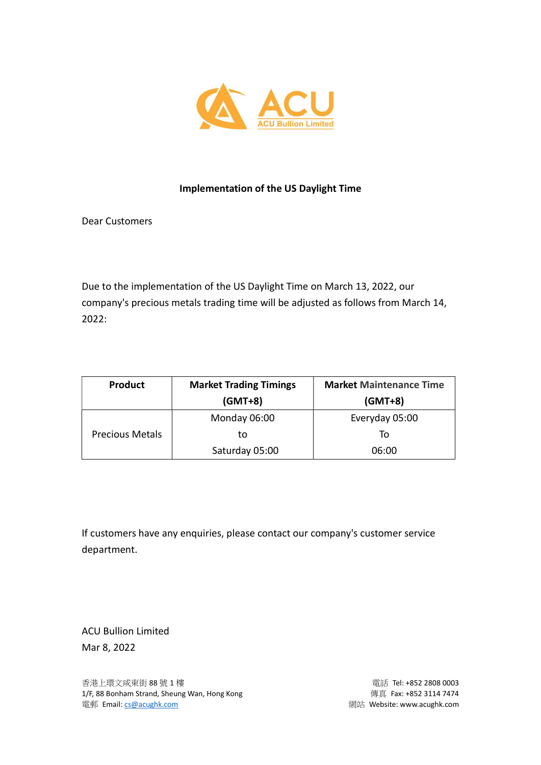**ACU**
ACU Bullion Limited

**Implementation of the US Daylight Time**

Dear Customers

Due to the implementation of the US Daylight Time on March 13, 2022, our company's precious metals trading time will be adjusted as follows from March 14, 2022:

| Product | Market Trading Timings (GMT+8) | Market Maintenance Time (GMT+8) |
|---|---|---|
| Precious Metals | Monday 06:00 to Saturday 05:00 | Everyday 05:00 To 06:00 |

If customers have any enquiries, please contact our company's customer service department.

ACU Bullion Limited
Mar 8, 2022

香港上環文咸東街 88 號 1 樓
1/F, 88 Bonham Strand, Sheung Wan, Hong Kong
電郵 Email: cs@acughk.com

電話 Tel: +852 2808 0003
傳真 Fax: +852 3114 7474
網站 Website: www.acughk.com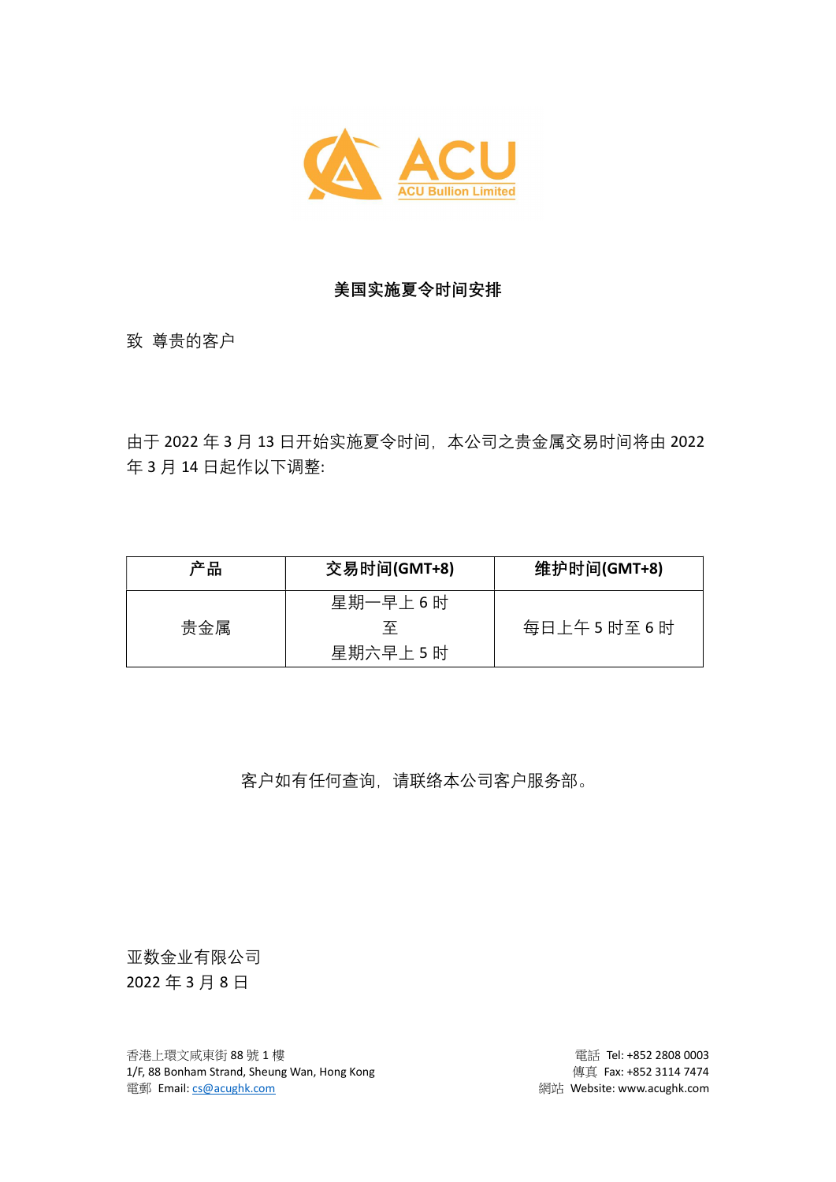ACU

ACU Bullion Limited

## 美国实施夏令时间安排

致 尊贵的客户

由于 2022 年 3 月 13 日开始实施夏令时间，本公司之贵金属交易时间将由 2022 年 3 月 14 日起作以下调整:

| 产品 | 交易时间(GMT+8) | 维护时间(GMT+8) |
|---|---|---|
| 贵金属 | 星期一早上 6 时<br>至<br>星期六早上 5 时 | 每日上午 5 时至 6 时 |

客户如有任何查询，请联络本公司客户服务部。

亚数金业有限公司
2022 年 3 月 8 日

香港上環文咸東街 88 號 1 樓
1/F, 88 Bonham Strand, Sheung Wan, Hong Kong
電郵 Email: cs@acughk.com

電話 Tel: +852 2808 0003
傳真 Fax: +852 3114 7474
網站 Website: www.acughk.com